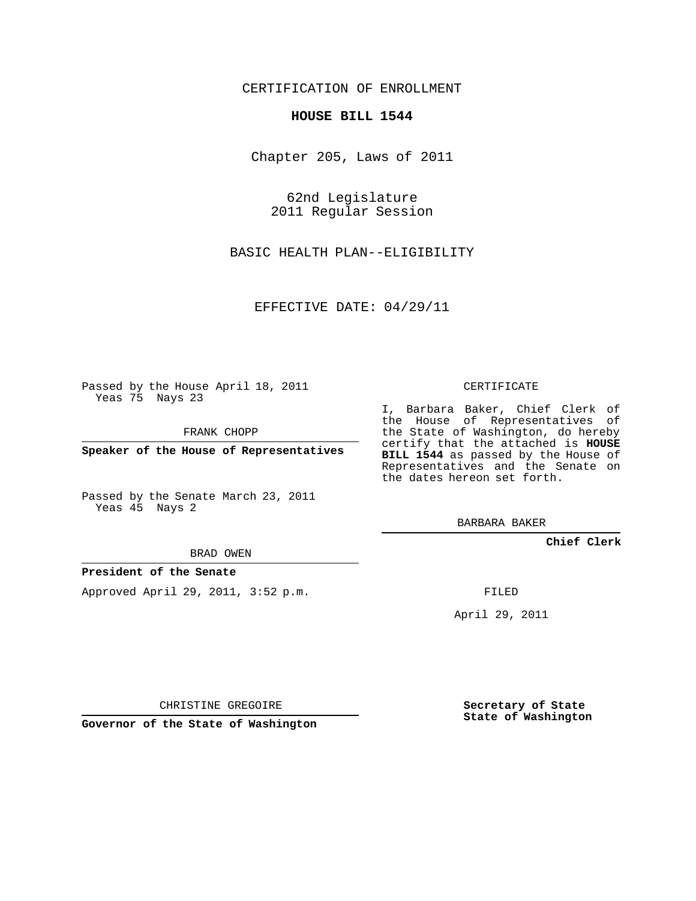CERTIFICATION OF ENROLLMENT

**HOUSE BILL 1544**

Chapter 205, Laws of 2011

62nd Legislature
2011 Regular Session

BASIC HEALTH PLAN--ELIGIBILITY

EFFECTIVE DATE: 04/29/11

Passed by the House April 18, 2011
Yeas 75 Nays 23

FRANK CHOPP

**Speaker of the House of Representatives**

Passed by the Senate March 23, 2011
Yeas 45 Nays 2

BRAD OWEN

**President of the Senate**

Approved April 29, 2011, 3:52 p.m.

CHRISTINE GREGOIRE

**Governor of the State of Washington**

CERTIFICATE

I, Barbara Baker, Chief Clerk of the House of Representatives of the State of Washington, do hereby certify that the attached is **HOUSE BILL 1544** as passed by the House of Representatives and the Senate on the dates hereon set forth.

BARBARA BAKER

**Chief Clerk**

FILED

April 29, 2011

**Secretary of State**
**State of Washington**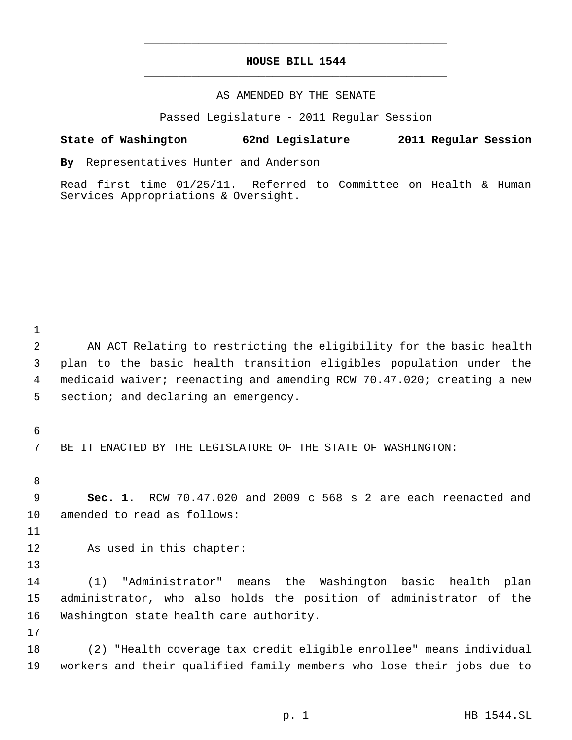# HOUSE BILL 1544

AS AMENDED BY THE SENATE

Passed Legislature - 2011 Regular Session

**State of Washington 62nd Legislature 2011 Regular Session**

**By** Representatives Hunter and Anderson

Read first time 01/25/11. Referred to Committee on Health & Human Services Appropriations & Oversight.

AN ACT Relating to restricting the eligibility for the basic health plan to the basic health transition eligibles population under the medicaid waiver; reenacting and amending RCW 70.47.020; creating a new section; and declaring an emergency.

BE IT ENACTED BY THE LEGISLATURE OF THE STATE OF WASHINGTON:

**Sec. 1.** RCW 70.47.020 and 2009 c 568 s 2 are each reenacted and amended to read as follows:

As used in this chapter:

(1) "Administrator" means the Washington basic health plan administrator, who also holds the position of administrator of the Washington state health care authority.

(2) "Health coverage tax credit eligible enrollee" means individual workers and their qualified family members who lose their jobs due to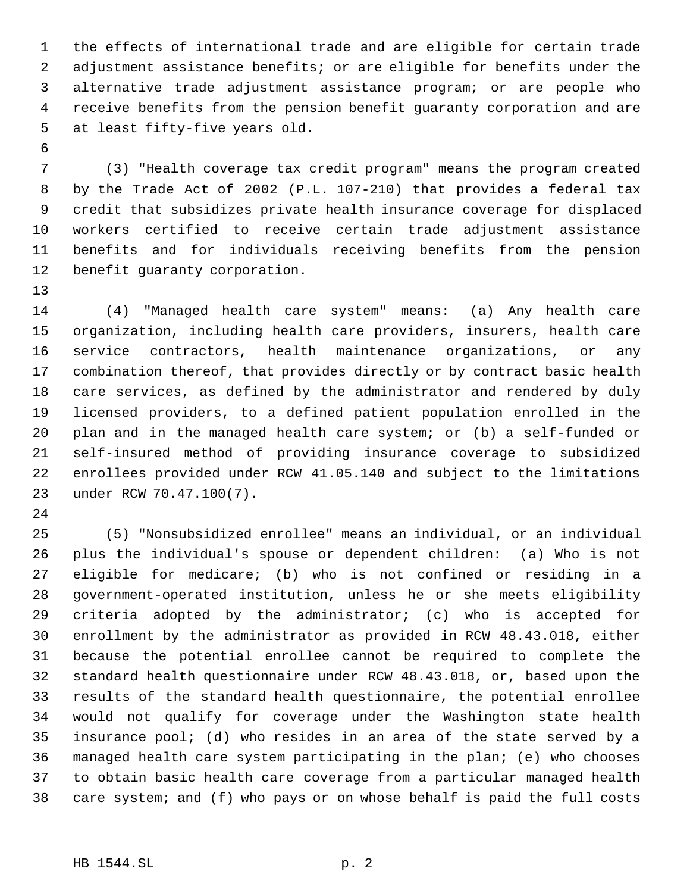the effects of international trade and are eligible for certain trade adjustment assistance benefits; or are eligible for benefits under the alternative trade adjustment assistance program; or are people who receive benefits from the pension benefit guaranty corporation and are at least fifty-five years old.

(3) "Health coverage tax credit program" means the program created by the Trade Act of 2002 (P.L. 107-210) that provides a federal tax credit that subsidizes private health insurance coverage for displaced workers certified to receive certain trade adjustment assistance benefits and for individuals receiving benefits from the pension benefit guaranty corporation.

(4) "Managed health care system" means: (a) Any health care organization, including health care providers, insurers, health care service contractors, health maintenance organizations, or any combination thereof, that provides directly or by contract basic health care services, as defined by the administrator and rendered by duly licensed providers, to a defined patient population enrolled in the plan and in the managed health care system; or (b) a self-funded or self-insured method of providing insurance coverage to subsidized enrollees provided under RCW 41.05.140 and subject to the limitations under RCW 70.47.100(7).

(5) "Nonsubsidized enrollee" means an individual, or an individual plus the individual's spouse or dependent children: (a) Who is not eligible for medicare; (b) who is not confined or residing in a government-operated institution, unless he or she meets eligibility criteria adopted by the administrator; (c) who is accepted for enrollment by the administrator as provided in RCW 48.43.018, either because the potential enrollee cannot be required to complete the standard health questionnaire under RCW 48.43.018, or, based upon the results of the standard health questionnaire, the potential enrollee would not qualify for coverage under the Washington state health insurance pool; (d) who resides in an area of the state served by a managed health care system participating in the plan; (e) who chooses to obtain basic health care coverage from a particular managed health care system; and (f) who pays or on whose behalf is paid the full costs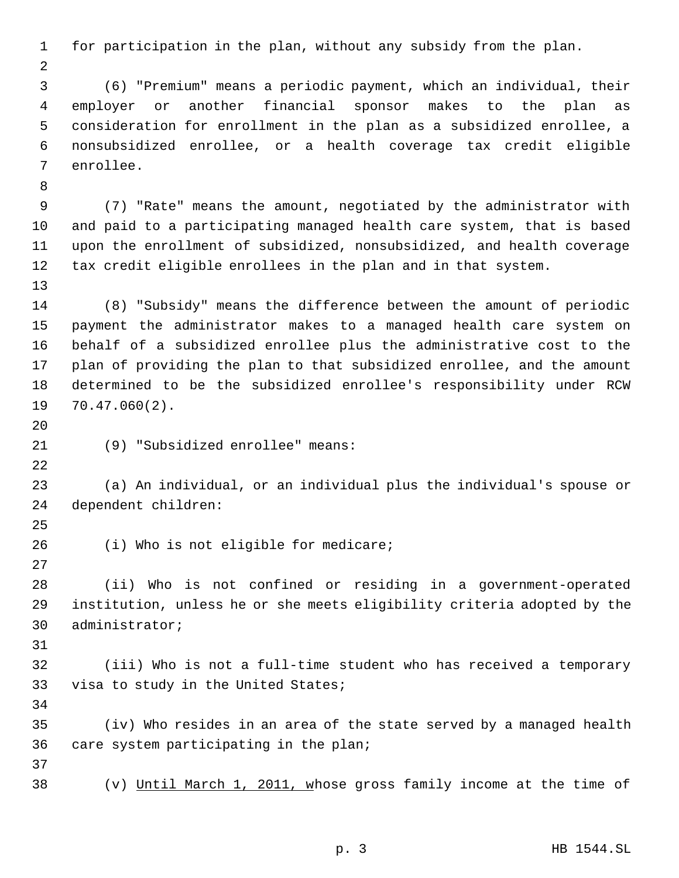for participation in the plan, without any subsidy from the plan.

(6) "Premium" means a periodic payment, which an individual, their employer or another financial sponsor makes to the plan as consideration for enrollment in the plan as a subsidized enrollee, a nonsubsidized enrollee, or a health coverage tax credit eligible enrollee.

(7) "Rate" means the amount, negotiated by the administrator with and paid to a participating managed health care system, that is based upon the enrollment of subsidized, nonsubsidized, and health coverage tax credit eligible enrollees in the plan and in that system.

(8) "Subsidy" means the difference between the amount of periodic payment the administrator makes to a managed health care system on behalf of a subsidized enrollee plus the administrative cost to the plan of providing the plan to that subsidized enrollee, and the amount determined to be the subsidized enrollee's responsibility under RCW 70.47.060(2).

(9) "Subsidized enrollee" means:

(a) An individual, or an individual plus the individual's spouse or dependent children:

(i) Who is not eligible for medicare;

(ii) Who is not confined or residing in a government-operated institution, unless he or she meets eligibility criteria adopted by the administrator;

(iii) Who is not a full-time student who has received a temporary visa to study in the United States;

(iv) Who resides in an area of the state served by a managed health care system participating in the plan;

(v) <u>Until March 1, 2011, w</u>hose gross family income at the time of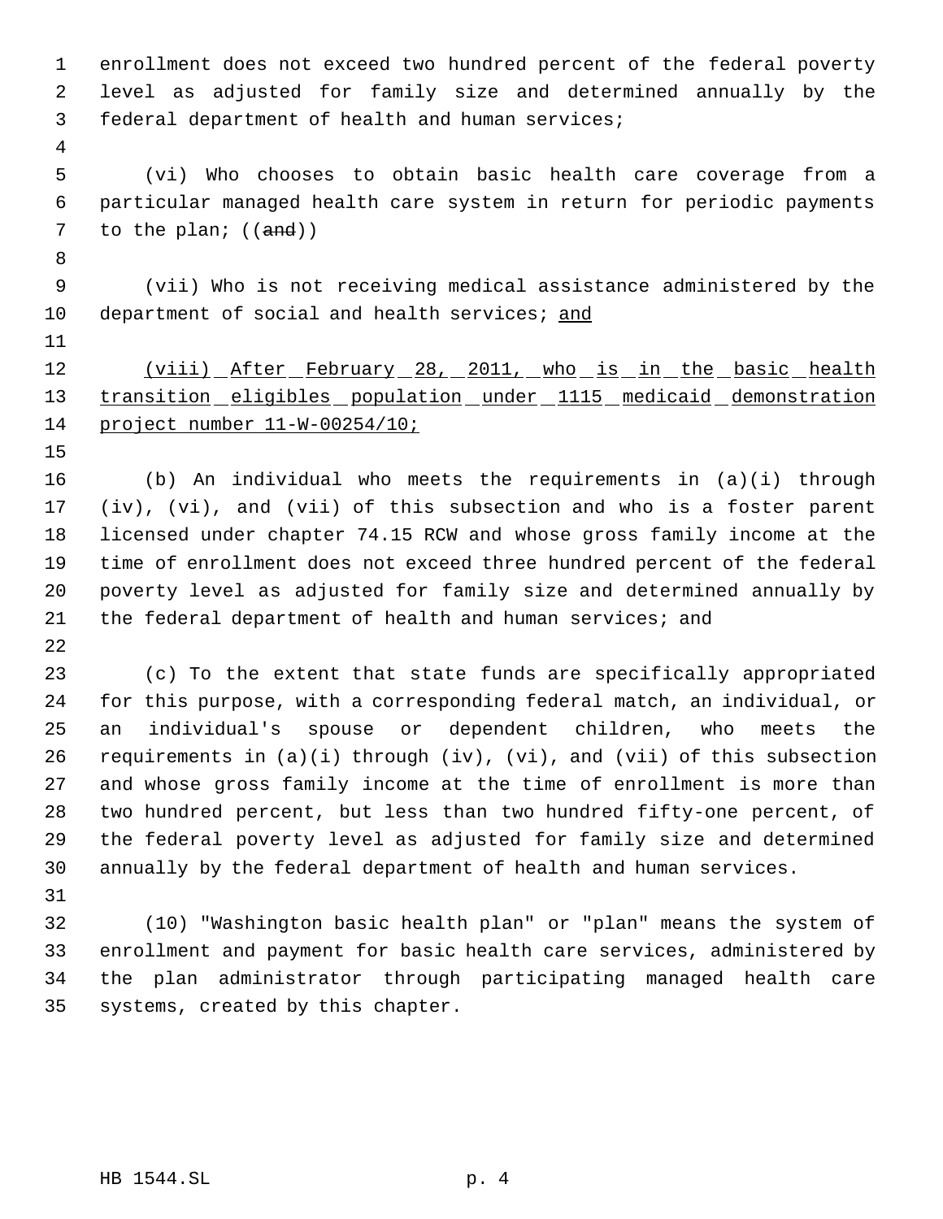enrollment does not exceed two hundred percent of the federal poverty level as adjusted for family size and determined annually by the federal department of health and human services;

(vi) Who chooses to obtain basic health care coverage from a particular managed health care system in return for periodic payments to the plan; ((~~and~~))

(vii) Who is not receiving medical assistance administered by the department of social and health services; <u>and</u>

<u>(viii) After February 28, 2011, who is in the basic health transition eligibles population under 1115 medicaid demonstration project number 11-W-00254/10;</u>

(b) An individual who meets the requirements in (a)(i) through (iv), (vi), and (vii) of this subsection and who is a foster parent licensed under chapter 74.15 RCW and whose gross family income at the time of enrollment does not exceed three hundred percent of the federal poverty level as adjusted for family size and determined annually by the federal department of health and human services; and

(c) To the extent that state funds are specifically appropriated for this purpose, with a corresponding federal match, an individual, or an individual's spouse or dependent children, who meets the requirements in (a)(i) through (iv), (vi), and (vii) of this subsection and whose gross family income at the time of enrollment is more than two hundred percent, but less than two hundred fifty-one percent, of the federal poverty level as adjusted for family size and determined annually by the federal department of health and human services.

(10) "Washington basic health plan" or "plan" means the system of enrollment and payment for basic health care services, administered by the plan administrator through participating managed health care systems, created by this chapter.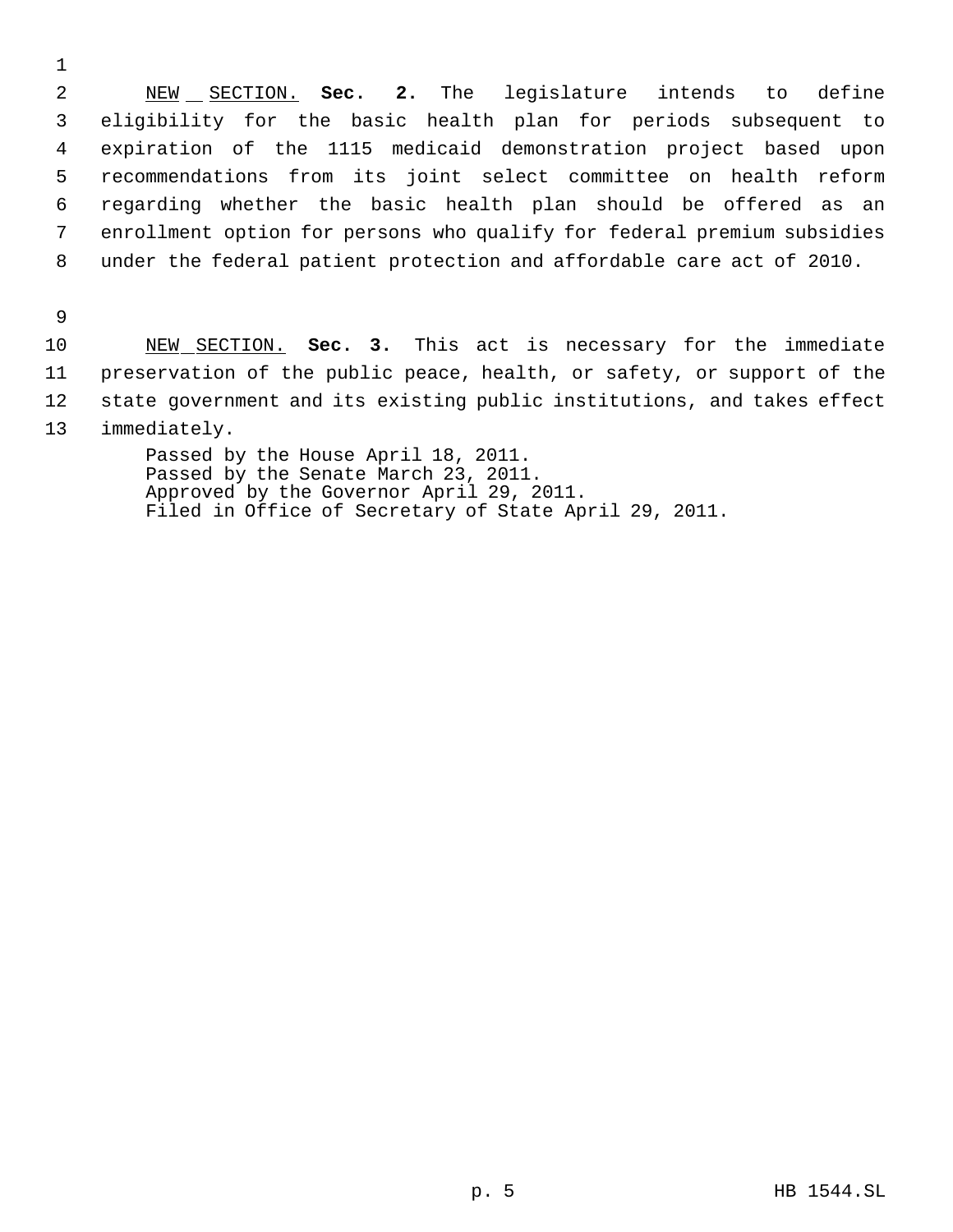NEW SECTION. **Sec. 2.** The legislature intends to define eligibility for the basic health plan for periods subsequent to expiration of the 1115 medicaid demonstration project based upon recommendations from its joint select committee on health reform regarding whether the basic health plan should be offered as an enrollment option for persons who qualify for federal premium subsidies under the federal patient protection and affordable care act of 2010.

NEW SECTION. **Sec. 3.** This act is necessary for the immediate preservation of the public peace, health, or safety, or support of the state government and its existing public institutions, and takes effect immediately.

Passed by the House April 18, 2011.
Passed by the Senate March 23, 2011.
Approved by the Governor April 29, 2011.
Filed in Office of Secretary of State April 29, 2011.